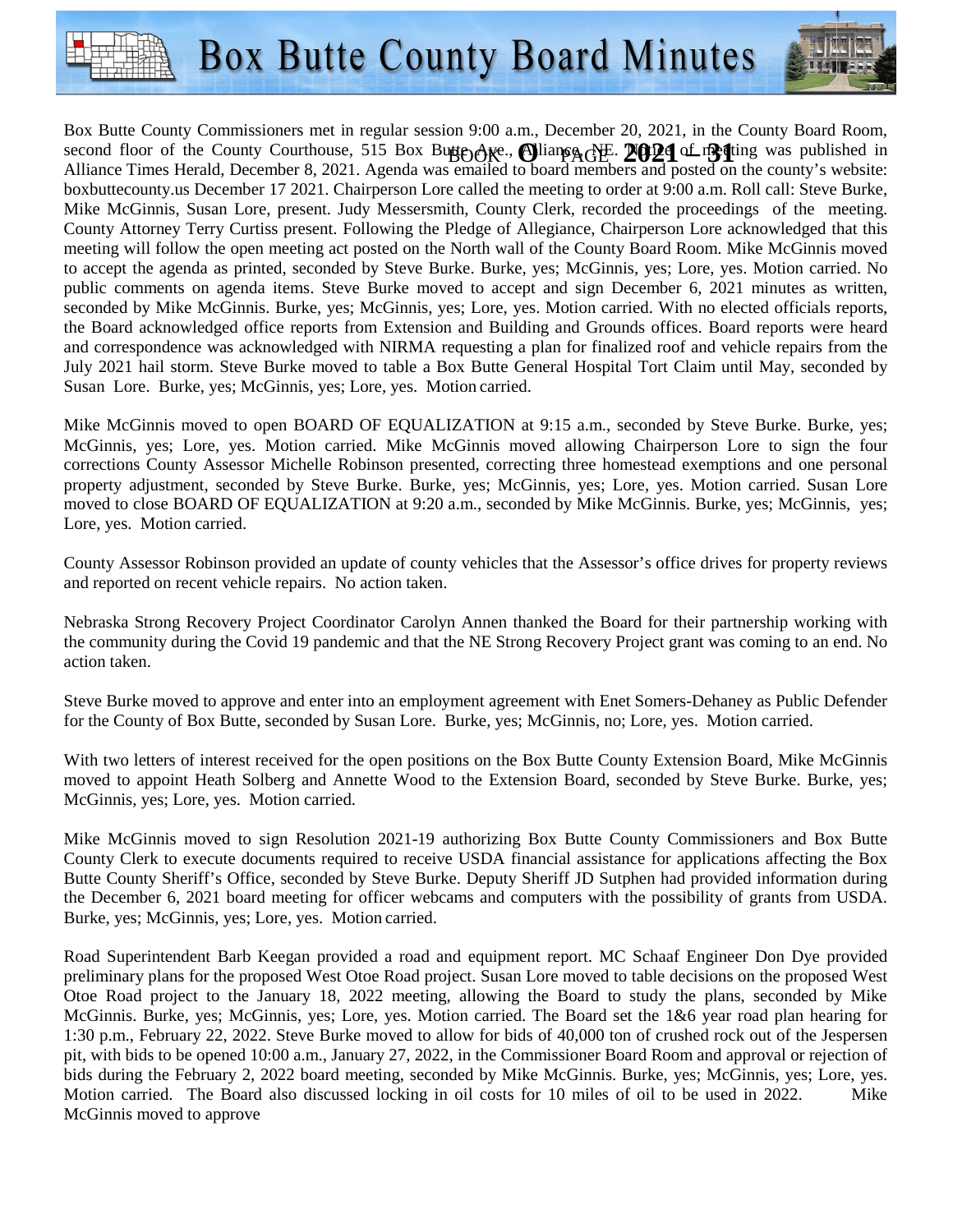# Box Butte County Board Minutes

Box Butte County Commissioners met in regular session 9:00 a.m., December 20, 2021, in the County Board Room, second floor of the County Courthouse, 515 Box Butte Ave., Alliance, NE. Notice of meeting was published in Alliance Times Herald, December 8, 2021. Agenda was emailed to board members and posted on the county's website: boxbuttecounty.us December 17 2021. Chairperson Lore called the meeting to order at 9:00 a.m. Roll call: Steve Burke, Mike McGinnis, Susan Lore, present. Judy Messersmith, County Clerk, recorded the proceedings of the meeting. County Attorney Terry Curtiss present. Following the Pledge of Allegiance, Chairperson Lore acknowledged that this meeting will follow the open meeting act posted on the North wall of the County Board Room. Mike McGinnis moved to accept the agenda as printed, seconded by Steve Burke. Burke, yes; McGinnis, yes; Lore, yes. Motion carried. No public comments on agenda items. Steve Burke moved to accept and sign December 6, 2021 minutes as written, seconded by Mike McGinnis. Burke, yes; McGinnis, yes; Lore, yes. Motion carried. With no elected officials reports, the Board acknowledged office reports from Extension and Building and Grounds offices. Board reports were heard and correspondence was acknowledged with NIRMA requesting a plan for finalized roof and vehicle repairs from the July 2021 hail storm. Steve Burke moved to table a Box Butte General Hospital Tort Claim until May, seconded by Susan Lore. Burke, yes; McGinnis, yes; Lore, yes. Motion carried.

Mike McGinnis moved to open BOARD OF EQUALIZATION at 9:15 a.m., seconded by Steve Burke. Burke, yes; McGinnis, yes; Lore, yes. Motion carried. Mike McGinnis moved allowing Chairperson Lore to sign the four corrections County Assessor Michelle Robinson presented, correcting three homestead exemptions and one personal property adjustment, seconded by Steve Burke. Burke, yes; McGinnis, yes; Lore, yes. Motion carried. Susan Lore moved to close BOARD OF EQUALIZATION at 9:20 a.m., seconded by Mike McGinnis. Burke, yes; McGinnis, yes; Lore, yes. Motion carried.

County Assessor Robinson provided an update of county vehicles that the Assessor's office drives for property reviews and reported on recent vehicle repairs. No action taken.

Nebraska Strong Recovery Project Coordinator Carolyn Annen thanked the Board for their partnership working with the community during the Covid 19 pandemic and that the NE Strong Recovery Project grant was coming to an end. No action taken.

Steve Burke moved to approve and enter into an employment agreement with Enet Somers-Dehaney as Public Defender for the County of Box Butte, seconded by Susan Lore. Burke, yes; McGinnis, no; Lore, yes. Motion carried.

With two letters of interest received for the open positions on the Box Butte County Extension Board, Mike McGinnis moved to appoint Heath Solberg and Annette Wood to the Extension Board, seconded by Steve Burke. Burke, yes; McGinnis, yes; Lore, yes. Motion carried.

Mike McGinnis moved to sign Resolution 2021-19 authorizing Box Butte County Commissioners and Box Butte County Clerk to execute documents required to receive USDA financial assistance for applications affecting the Box Butte County Sheriff's Office, seconded by Steve Burke. Deputy Sheriff JD Sutphen had provided information during the December 6, 2021 board meeting for officer webcams and computers with the possibility of grants from USDA. Burke, yes; McGinnis, yes; Lore, yes. Motion carried.

Road Superintendent Barb Keegan provided a road and equipment report. MC Schaaf Engineer Don Dye provided preliminary plans for the proposed West Otoe Road project. Susan Lore moved to table decisions on the proposed West Otoe Road project to the January 18, 2022 meeting, allowing the Board to study the plans, seconded by Mike McGinnis. Burke, yes; McGinnis, yes; Lore, yes. Motion carried. The Board set the 1&6 year road plan hearing for 1:30 p.m., February 22, 2022. Steve Burke moved to allow for bids of 40,000 ton of crushed rock out of the Jespersen pit, with bids to be opened 10:00 a.m., January 27, 2022, in the Commissioner Board Room and approval or rejection of bids during the February 2, 2022 board meeting, seconded by Mike McGinnis. Burke, yes; McGinnis, yes; Lore, yes. Motion carried. The Board also discussed locking in oil costs for 10 miles of oil to be used in 2022. Mike McGinnis moved to approve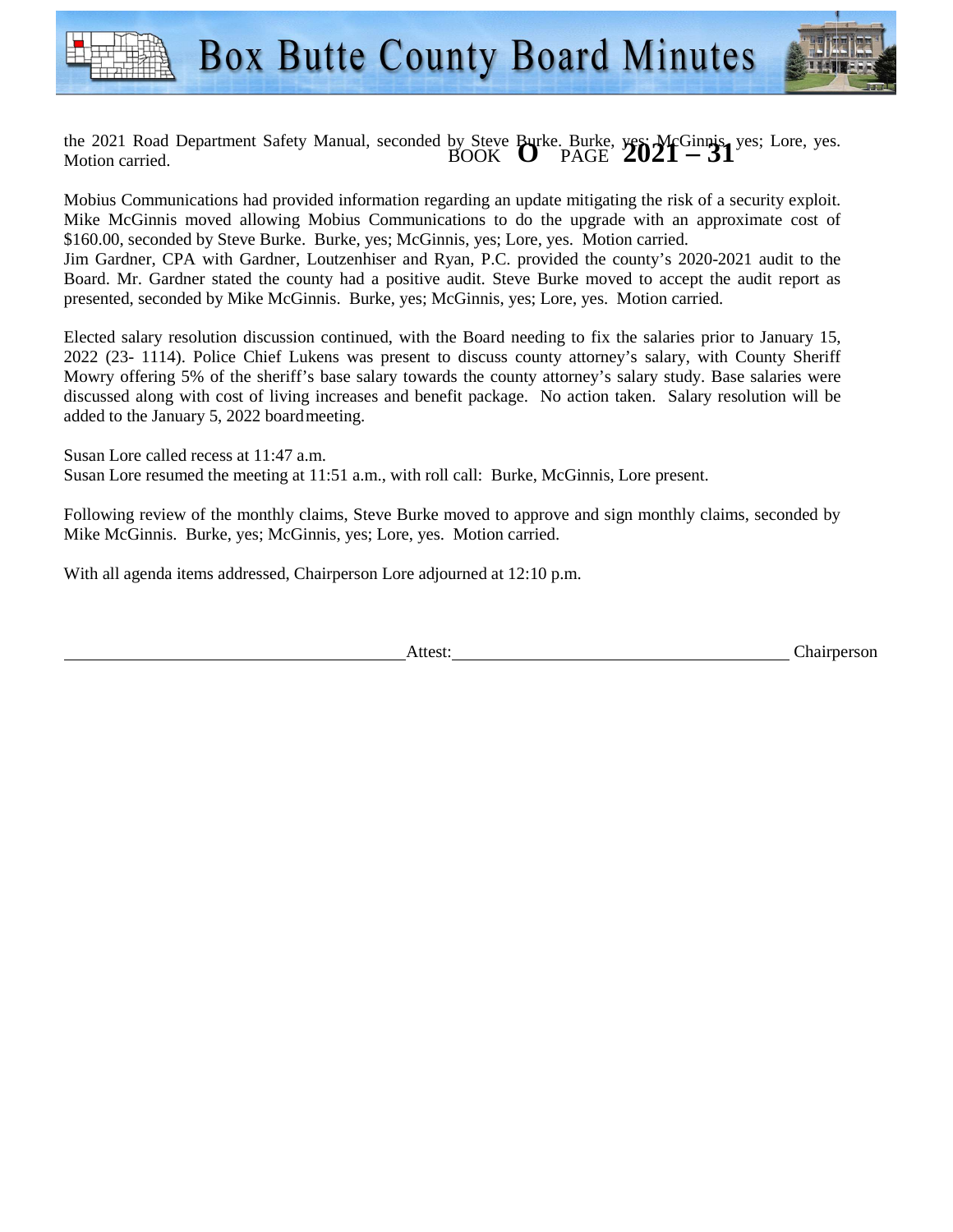the 2021 Road Department Safety Manual, seconded by Steve Burke. Burke, yes; McGinnis, yes; Lore, yes. Motion carried.

Mobius Communications had provided information regarding an update mitigating the risk of a security exploit. Mike McGinnis moved allowing Mobius Communications to do the upgrade with an approximate cost of $160.00, seconded by Steve Burke. Burke, yes; McGinnis, yes; Lore, yes. Motion carried.
Jim Gardner, CPA with Gardner, Loutzenhiser and Ryan, P.C. provided the county's 2020-2021 audit to the Board. Mr. Gardner stated the county had a positive audit. Steve Burke moved to accept the audit report as presented, seconded by Mike McGinnis. Burke, yes; McGinnis, yes; Lore, yes. Motion carried.

Elected salary resolution discussion continued, with the Board needing to fix the salaries prior to January 15, 2022 (23- 1114). Police Chief Lukens was present to discuss county attorney's salary, with County Sheriff Mowry offering 5% of the sheriff's base salary towards the county attorney's salary study. Base salaries were discussed along with cost of living increases and benefit package. No action taken. Salary resolution will be added to the January 5, 2022 board meeting.

Susan Lore called recess at 11:47 a.m.
Susan Lore resumed the meeting at 11:51 a.m., with roll call: Burke, McGinnis, Lore present.

Following review of the monthly claims, Steve Burke moved to approve and sign monthly claims, seconded by Mike McGinnis. Burke, yes; McGinnis, yes; Lore, yes. Motion carried.

With all agenda items addressed, Chairperson Lore adjourned at 12:10 p.m.

\_\_\_\_\_\_\_\_\_\_\_\_\_\_\_\_\_\_\_\_\_\_\_\_\_\_\_\_\_\_\_\_\_\_\_\_\_\_\_\_ Attest: \_\_\_\_\_\_\_\_\_\_\_\_\_\_\_\_\_\_\_\_\_\_\_\_\_\_\_\_\_\_\_\_\_\_\_\_\_\_\_\_ Chairperson